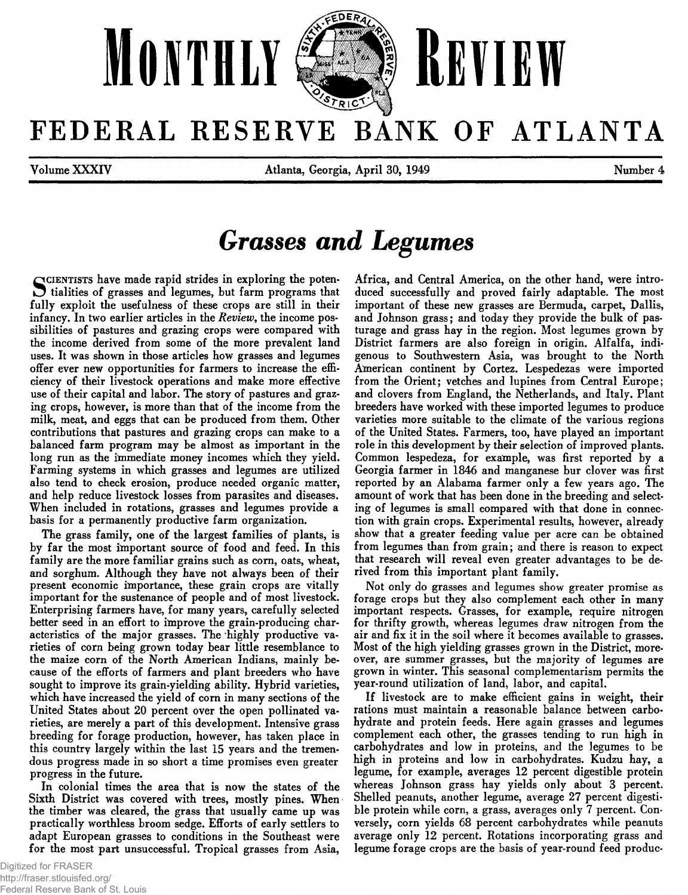# MONTHLY REVIEW

# FEDERAL RESERVE BANK OF ATLANTA

Volume XXXIV | Atlanta, Georgia, April 30, 1949 | Number 4

## *Grasses and Legumes*

Scientists have made rapid strides in exploring the potentialities of grasses and legumes, but farm programs that fully exploit the usefulness of these crops are still in their infancy. In two earlier articles in the *Review*, the income possibilities of pastures and grazing crops were compared with the income derived from some of the more prevalent land uses. It was shown in those articles how grasses and legumes offer ever new opportunities for farmers to increase the efficiency of their livestock operations and make more effective use of their capital and labor. The story of pastures and grazing crops, however, is more than that of the income from the milk, meat, and eggs that can be produced from them. Other contributions that pastures and grazing crops can make to a balanced farm program may be almost as important in the long run as the immediate money incomes which they yield. Farming systems in which grasses and legumes are utilized also tend to check erosion, produce needed organic matter, and help reduce livestock losses from parasites and diseases. When included in rotations, grasses and legumes provide a basis for a permanently productive farm organization.

The grass family, one of the largest families of plants, is by far the most important source of food and feed. In this family are the more familiar grains such as corn, oats, wheat, and sorghum. Although they have not always been of their present economic importance, these grain crops are vitally important for the sustenance of people and of most livestock. Enterprising farmers have, for many years, carefully selected better seed in an effort to improve the grain-producing characteristics of the major grasses. The highly productive varieties of corn being grown today bear little resemblance to the maize corn of the North American Indians, mainly because of the efforts of farmers and plant breeders who have sought to improve its grain-yielding ability. Hybrid varieties, which have increased the yield of corn in many sections of the United States about 20 percent over the open pollinated varieties, are merely a part of this development. Intensive grass breeding for forage production, however, has taken place in this country largely within the last 15 years and the tremendous progress made in so short a time promises even greater progress in the future.

In colonial times the area that is now the states of the Sixth District was covered with trees, mostly pines. When the timber was cleared, the grass that usually came up was practically worthless broom sedge. Efforts of early settlers to adapt European grasses to conditions in the Southeast were for the most part unsuccessful. Tropical grasses from Asia, Africa, and Central America, on the other hand, were introduced successfully and proved fairly adaptable. The most important of these new grasses are Bermuda, carpet, Dallis, and Johnson grass; and today they provide the bulk of pasturage and grass hay in the region. Most legumes grown by District farmers are also foreign in origin. Alfalfa, indigenous to Southwestern Asia, was brought to the North American continent by Cortez. Lespedezas were imported from the Orient; vetches and lupines from Central Europe; and clovers from England, the Netherlands, and Italy. Plant breeders have worked with these imported legumes to produce varieties more suitable to the climate of the various regions of the United States. Farmers, too, have played an important role in this development by their selection of improved plants. Common lespedeza, for example, was first reported by a Georgia farmer in 1846 and manganese bur clover was first reported by an Alabama farmer only a few years ago. The amount of work that has been done in the breeding and selecting of legumes is small compared with that done in connection with grain crops. Experimental results, however, already show that a greater feeding value per acre can be obtained from legumes than from grain; and there is reason to expect that research will reveal even greater advantages to be derived from this important plant family.

Not only do grasses and legumes show greater promise as forage crops but they also complement each other in many important respects. Grasses, for example, require nitrogen for thrifty growth, whereas legumes draw nitrogen from the air and fix it in the soil where it becomes available to grasses. Most of the high yielding grasses grown in the District, moreover, are summer grasses, but the majority of legumes are grown in winter. This seasonal complementarism permits the year-round utilization of land, labor, and capital.

If livestock are to make efficient gains in weight, their rations must maintain a reasonable balance between carbohydrate and protein feeds. Here again grasses and legumes complement each other, the grasses tending to run high in carbohydrates and low in proteins, and the legumes to be high in proteins and low in carbohydrates. Kudzu hay, a legume, for example, averages 12 percent digestible protein whereas Johnson grass hay yields only about 3 percent. Shelled peanuts, another legume, average 27 percent digestible protein while corn, a grass, averages only 7 percent. Conversely, corn yields 68 percent carbohydrates while peanuts average only 12 percent. Rotations incorporating grass and legume forage crops are the basis of year-round feed produc-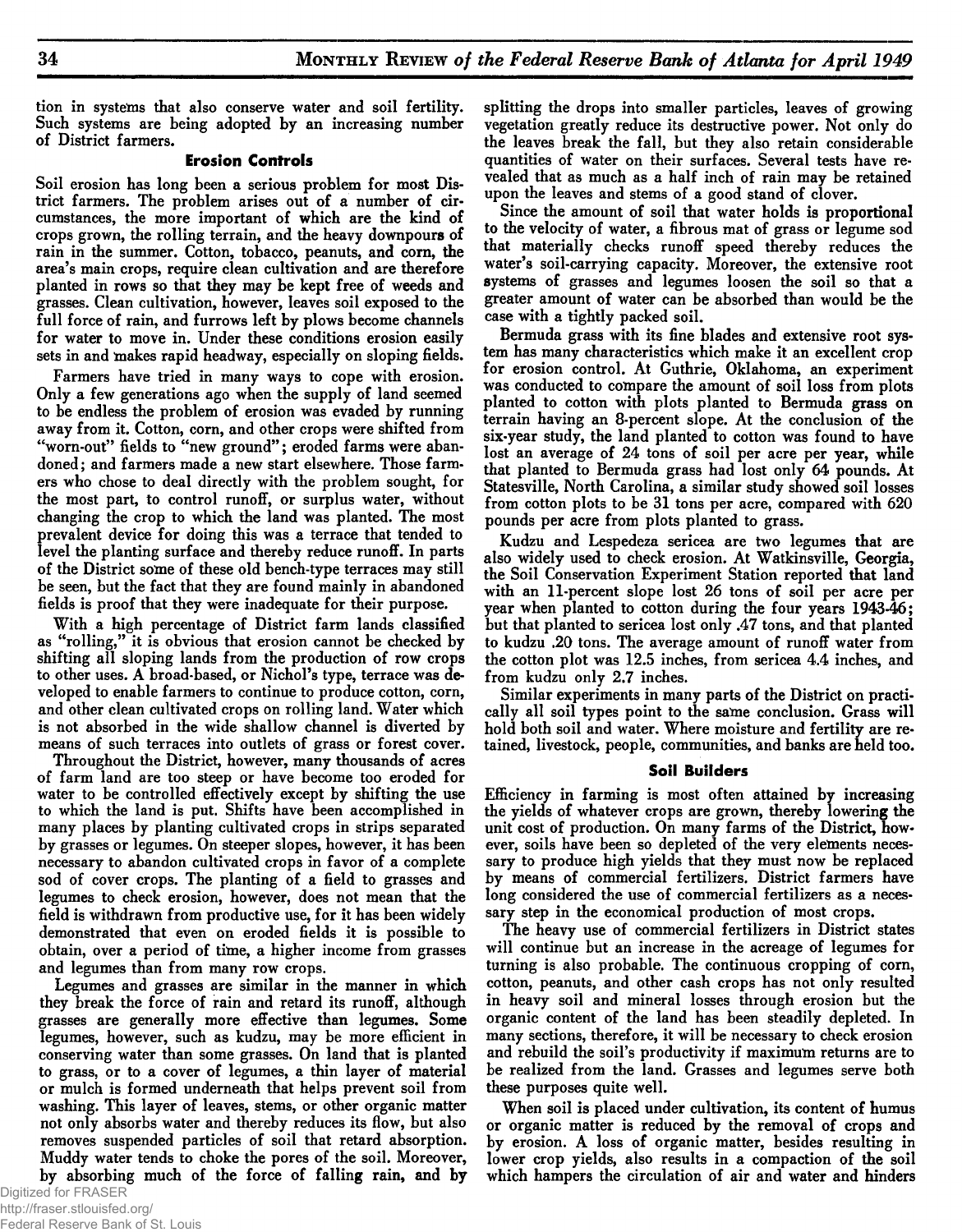tion in systems that also conserve water and soil fertility. Such systems are being adopted by an increasing number of District farmers.

### Erosion Controls

Soil erosion has long been a serious problem for most District farmers. The problem arises out of a number of circumstances, the more important of which are the kind of crops grown, the rolling terrain, and the heavy downpours of rain in the summer. Cotton, tobacco, peanuts, and corn, the area's main crops, require clean cultivation and are therefore planted in rows so that they may be kept free of weeds and grasses. Clean cultivation, however, leaves soil exposed to the full force of rain, and furrows left by plows become channels for water to move in. Under these conditions erosion easily sets in and makes rapid headway, especially on sloping fields.

Farmers have tried in many ways to cope with erosion. Only a few generations ago when the supply of land seemed to be endless the problem of erosion was evaded by running away from it. Cotton, corn, and other crops were shifted from "worn-out" fields to "new ground"; eroded farms were abandoned; and farmers made a new start elsewhere. Those farmers who chose to deal directly with the problem sought, for the most part, to control runoff, or surplus water, without changing the crop to which the land was planted. The most prevalent device for doing this was a terrace that tended to level the planting surface and thereby reduce runoff. In parts of the District some of these old bench-type terraces may still be seen, but the fact that they are found mainly in abandoned fields is proof that they were inadequate for their purpose.

With a high percentage of District farm lands classified as "rolling," it is obvious that erosion cannot be checked by shifting all sloping lands from the production of row crops to other uses. A broad-based, or Nichol's type, terrace was developed to enable farmers to continue to produce cotton, corn, and other clean cultivated crops on rolling land. Water which is not absorbed in the wide shallow channel is diverted by means of such terraces into outlets of grass or forest cover.

Throughout the District, however, many thousands of acres of farm land are too steep or have become too eroded for water to be controlled effectively except by shifting the use to which the land is put. Shifts have been accomplished in many places by planting cultivated crops in strips separated by grasses or legumes. On steeper slopes, however, it has been necessary to abandon cultivated crops in favor of a complete sod of cover crops. The planting of a field to grasses and legumes to check erosion, however, does not mean that the field is withdrawn from productive use, for it has been widely demonstrated that even on eroded fields it is possible to obtain, over a period of time, a higher income from grasses and legumes than from many row crops.

Legumes and grasses are similar in the manner in which they break the force of rain and retard its runoff, although grasses are generally more effective than legumes. Some legumes, however, such as kudzu, may be more efficient in conserving water than some grasses. On land that is planted to grass, or to a cover of legumes, a thin layer of material or mulch is formed underneath that helps prevent soil from washing. This layer of leaves, stems, or other organic matter not only absorbs water and thereby reduces its flow, but also removes suspended particles of soil that retard absorption. Muddy water tends to choke the pores of the soil. Moreover, by absorbing much of the force of falling rain, and by splitting the drops into smaller particles, leaves of growing vegetation greatly reduce its destructive power. Not only do the leaves break the fall, but they also retain considerable quantities of water on their surfaces. Several tests have revealed that as much as a half inch of rain may be retained upon the leaves and stems of a good stand of clover.

Since the amount of soil that water holds is proportional to the velocity of water, a fibrous mat of grass or legume sod that materially checks runoff speed thereby reduces the water's soil-carrying capacity. Moreover, the extensive root systems of grasses and legumes loosen the soil so that a greater amount of water can be absorbed than would be the case with a tightly packed soil.

Bermuda grass with its fine blades and extensive root system has many characteristics which make it an excellent crop for erosion control. At Guthrie, Oklahoma, an experiment was conducted to compare the amount of soil loss from plots planted to cotton with plots planted to Bermuda grass on terrain having an 8-percent slope. At the conclusion of the six-year study, the land planted to cotton was found to have lost an average of 24 tons of soil per acre per year, while that planted to Bermuda grass had lost only 64 pounds. At Statesville, North Carolina, a similar study showed soil losses from cotton plots to be 31 tons per acre, compared with 620 pounds per acre from plots planted to grass.

Kudzu and Lespedeza sericea are two legumes that are also widely used to check erosion. At Watkinsville, Georgia, the Soil Conservation Experiment Station reported that land with an 11-percent slope lost 26 tons of soil per acre per year when planted to cotton during the four years 1943-46; but that planted to sericea lost only .47 tons, and that planted to kudzu .20 tons. The average amount of runoff water from the cotton plot was 12.5 inches, from sericea 4.4 inches, and from kudzu only 2.7 inches.

Similar experiments in many parts of the District on practically all soil types point to the same conclusion. Grass will hold both soil and water. Where moisture and fertility are retained, livestock, people, communities, and banks are held too.

### Soil Builders

Efficiency in farming is most often attained by increasing the yields of whatever crops are grown, thereby lowering the unit cost of production. On many farms of the District, however, soils have been so depleted of the very elements necessary to produce high yields that they must now be replaced by means of commercial fertilizers. District farmers have long considered the use of commercial fertilizers as a necessary step in the economical production of most crops.

The heavy use of commercial fertilizers in District states will continue but an increase in the acreage of legumes for turning is also probable. The continuous cropping of corn, cotton, peanuts, and other cash crops has not only resulted in heavy soil and mineral losses through erosion but the organic content of the land has been steadily depleted. In many sections, therefore, it will be necessary to check erosion and rebuild the soil's productivity if maximum returns are to be realized from the land. Grasses and legumes serve both these purposes quite well.

When soil is placed under cultivation, its content of humus or organic matter is reduced by the removal of crops and by erosion. A loss of organic matter, besides resulting in lower crop yields, also results in a compaction of the soil which hampers the circulation of air and water and hinders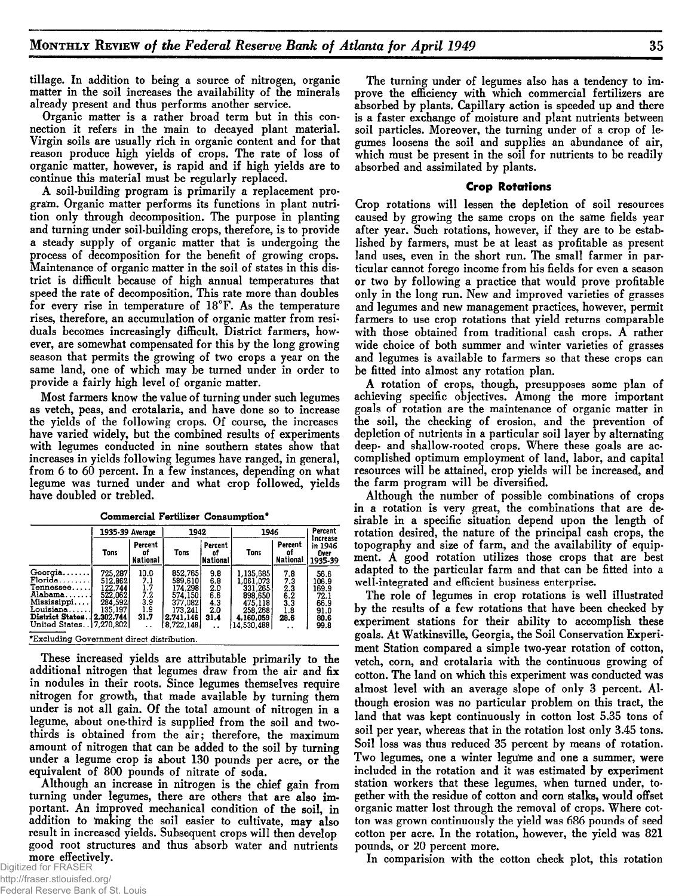tillage. In addition to being a source of nitrogen, organic matter in the soil increases the availability of the minerals already present and thus performs another service.

Organic matter is a rather broad term but in this connection it refers in the main to decayed plant material. Virgin soils are usually rich in organic content and for that reason produce high yields of crops. The rate of loss of organic matter, however, is rapid and if high yields are to continue this material must be regularly replaced.

A soil-building program is primarily a replacement program. Organic matter performs its functions in plant nutrition only through decomposition. The purpose in planting and turning under soil-building crops, therefore, is to provide a steady supply of organic matter that is undergoing the process of decomposition for the benefit of growing crops. Maintenance of organic matter in the soil of states in this district is difficult because of high annual temperatures that speed the rate of decomposition. This rate more than doubles for every rise in temperature of 18°F. As the temperature rises, therefore, an accumulation of organic matter from residuals becomes increasingly difficult. District farmers, however, are somewhat compensated for this by the long growing season that permits the growing of two crops a year on the same land, one of which may be turned under in order to provide a fairly high level of organic matter.

Most farmers know the value of turning under such legumes as vetch, peas, and crotalaria, and have done so to increase the yields of the following crops. Of course, the increases have varied widely, but the combined results of experiments with legumes conducted in nine southern states show that increases in yields following legumes have ranged, in general, from 6 to 60 percent. In a few instances, depending on what legume was turned under and what crop followed, yields have doubled or trebled.

**Commercial Fertilizer Consumption***

| | 1935-39 Average | | 1942 | | 1946 | | Percent Increase in 1946 Over 1935-39 |
|---|---|---|---|---|---|---|---|
| | Tons | Percent of National | Tons | Percent of National | Tons | Percent of National | |
| Georgia | 725,287 | 10.0 | 852,765 | 9.8 | 1,135,685 | 7.8 | 56.6 |
| Florida | 512,862 | 7.1 | 589,610 | 6.8 | 1,061,073 | 7.3 | 106.9 |
| Tennessee | 122,744 | 1.7 | 174,298 | 2.0 | 331,265 | 2.3 | 169.9 |
| Alabama | 522,062 | 7.2 | 574,150 | 6.6 | 898,650 | 6.2 | 72.1 |
| Mississippi | 284,592 | 3.9 | 377,082 | 4.3 | 475,118 | 3.3 | 66.9 |
| Louisiana | 135,197 | 1.9 | 173,241 | 2.0 | 258,268 | 1.8 | 91.0 |
| **District States** | **2,302,744** | **31.7** | **2,741,146** | **31.4** | **4,160,059** | **28.6** | **80.6** |
| United States | 7,270,802 | .. | 8,722,148 | .. | 14,530,488 | .. | 99.8 |

*Excluding Government direct distribution.

These increased yields are attributable primarily to the additional nitrogen that legumes draw from the air and fix in nodules in their roots. Since legumes themselves require nitrogen for growth, that made available by turning them under is not all gain. Of the total amount of nitrogen in a legume, about one-third is supplied from the soil and two-thirds is obtained from the air; therefore, the maximum amount of nitrogen that can be added to the soil by turning under a legume crop is about 130 pounds per acre, or the equivalent of 800 pounds of nitrate of soda.

Although an increase in nitrogen is the chief gain from turning under legumes, there are others that are also important. An improved mechanical condition of the soil, in addition to making the soil easier to cultivate, may also result in increased yields. Subsequent crops will then develop good root structures and thus absorb water and nutrients more effectively.

The turning under of legumes also has a tendency to improve the efficiency with which commercial fertilizers are absorbed by plants. Capillary action is speeded up and there is a faster exchange of moisture and plant nutrients between soil particles. Moreover, the turning under of a crop of legumes loosens the soil and supplies an abundance of air, which must be present in the soil for nutrients to be readily absorbed and assimilated by plants.

### Crop Rotations

Crop rotations will lessen the depletion of soil resources caused by growing the same crops on the same fields year after year. Such rotations, however, if they are to be established by farmers, must be at least as profitable as present land uses, even in the short run. The small farmer in particular cannot forego income from his fields for even a season or two by following a practice that would prove profitable only in the long run. New and improved varieties of grasses and legumes and new management practices, however, permit farmers to use crop rotations that yield returns comparable with those obtained from traditional cash crops. A rather wide choice of both summer and winter varieties of grasses and legumes is available to farmers so that these crops can be fitted into almost any rotation plan.

A rotation of crops, though, presupposes some plan of achieving specific objectives. Among the more important goals of rotation are the maintenance of organic matter in the soil, the checking of erosion, and the prevention of depletion of nutrients in a particular soil layer by alternating deep- and shallow-rooted crops. Where these goals are accomplished optimum employment of land, labor, and capital resources will be attained, crop yields will be increased, and the farm program will be diversified.

Although the number of possible combinations of crops in a rotation is very great, the combinations that are desirable in a specific situation depend upon the length of rotation desired, the nature of the principal cash crops, the topography and size of farm, and the availability of equipment. A good rotation utilizes those crops that are best adapted to the particular farm and that can be fitted into a well-integrated and efficient business enterprise.

The role of legumes in crop rotations is well illustrated by the results of a few rotations that have been checked by experiment stations for their ability to accomplish these goals. At Watkinsville, Georgia, the Soil Conservation Experiment Station compared a simple two-year rotation of cotton, vetch, corn, and crotalaria with the continuous growing of cotton. The land on which this experiment was conducted was almost level with an average slope of only 3 percent. Although erosion was no particular problem on this tract, the land that was kept continuously in cotton lost 5.35 tons of soil per year, whereas that in the rotation lost only 3.45 tons. Soil loss was thus reduced 35 percent by means of rotation. Two legumes, one a winter legume and one a summer, were included in the rotation and it was estimated by experiment station workers that these legumes, when turned under, together with the residue of cotton and corn stalks, would offset organic matter lost through the removal of crops. Where cotton was grown continuously the yield was 686 pounds of seed cotton per acre. In the rotation, however, the yield was 821 pounds, or 20 percent more.

In comparision with the cotton check plot, this rotation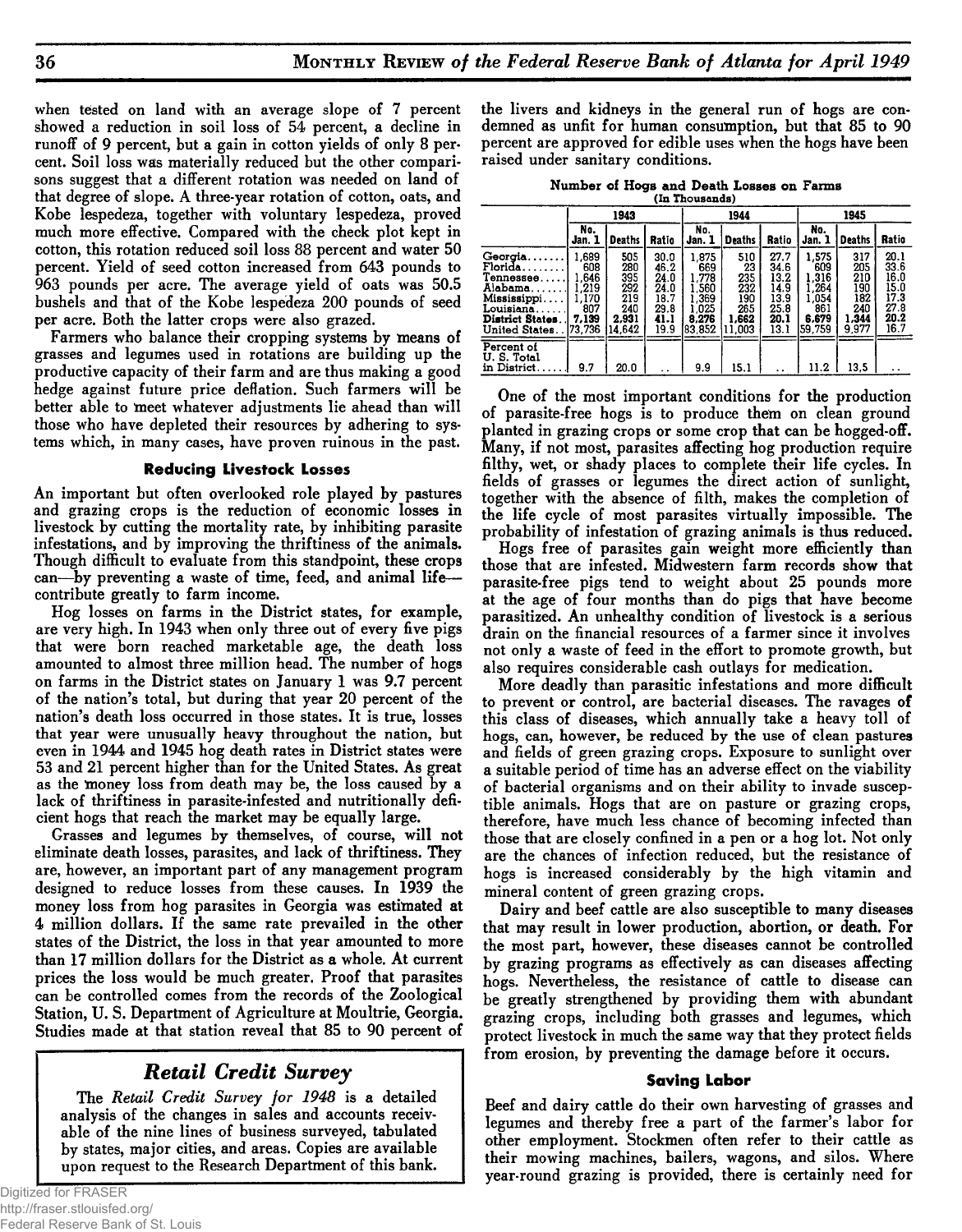when tested on land with an average slope of 7 percent showed a reduction in soil loss of 54 percent, a decline in runoff of 9 percent, but a gain in cotton yields of only 8 percent. Soil loss was materially reduced but the other comparisons suggest that a different rotation was needed on land of that degree of slope. A three-year rotation of cotton, oats, and Kobe lespedeza, together with voluntary lespedeza, proved much more effective. Compared with the check plot kept in cotton, this rotation reduced soil loss 88 percent and water 50 percent. Yield of seed cotton increased from 643 pounds to 963 pounds per acre. The average yield of oats was 50.5 bushels and that of the Kobe lespedeza 200 pounds of seed per acre. Both the latter crops were also grazed.

Farmers who balance their cropping systems by means of grasses and legumes used in rotations are building up the productive capacity of their farm and are thus making a good hedge against future price deflation. Such farmers will be better able to meet whatever adjustments lie ahead than will those who have depleted their resources by adhering to systems which, in many cases, have proven ruinous in the past.

### Reducing Livestock Losses

An important but often overlooked role played by pastures and grazing crops is the reduction of economic losses in livestock by cutting the mortality rate, by inhibiting parasite infestations, and by improving the thriftiness of the animals. Though difficult to evaluate from this standpoint, these crops can—by preventing a waste of time, feed, and animal life—contribute greatly to farm income.

Hog losses on farms in the District states, for example, are very high. In 1943 when only three out of every five pigs that were born reached marketable age, the death loss amounted to almost three million head. The number of hogs on farms in the District states on January 1 was 9.7 percent of the nation's total, but during that year 20 percent of the nation's death loss occurred in those states. It is true, losses that year were unusually heavy throughout the nation, but even in 1944 and 1945 hog death rates in District states were 53 and 21 percent higher than for the United States. As great as the money loss from death may be, the loss caused by a lack of thriftiness in parasite-infested and nutritionally deficient hogs that reach the market may be equally large.

Grasses and legumes by themselves, of course, will not eliminate death losses, parasites, and lack of thriftiness. They are, however, an important part of any management program designed to reduce losses from these causes. In 1939 the money loss from hog parasites in Georgia was estimated at 4 million dollars. If the same rate prevailed in the other states of the District, the loss in that year amounted to more than 17 million dollars for the District as a whole. At current prices the loss would be much greater. Proof that parasites can be controlled comes from the records of the Zoological Station, U. S. Department of Agriculture at Moultrie, Georgia. Studies made at that station reveal that 85 to 90 percent of the livers and kidneys in the general run of hogs are condemned as unfit for human consumption, but that 85 to 90 percent are approved for edible uses when the hogs have been raised under sanitary conditions.

**Number of Hogs and Death Losses on Farms**
(In Thousands)

| | 1943 | | | 1944 | | | 1945 | | |
|---|---|---|---|---|---|---|---|---|---|
| | No. Jan. 1 | Deaths | Ratio | No. Jan. 1 | Deaths | Ratio | No. Jan. 1 | Deaths | Ratio |
| Georgia | 1,689 | 505 | 30.0 | 1,875 | 510 | 27.7 | 1,575 | 317 | 20.1 |
| Florida | 608 | 280 | 46.2 | 669 | 23 | 34.6 | 609 | 205 | 33.6 |
| Tennessee | 1,646 | 395 | 24.0 | 1,778 | 235 | 13.2 | 1,316 | 210 | 16.0 |
| Alabama | 1,219 | 292 | 24.0 | 1,560 | 232 | 14.9 | 1,264 | 190 | 15.0 |
| Mississippi | 1,170 | 219 | 18.7 | 1,369 | 190 | 13.9 | 1,054 | 182 | 17.3 |
| Louisiana | 807 | 240 | 29.8 | 1,025 | 265 | 25.8 | 861 | 240 | 27.8 |
| **District States** | **7,139** | **2,931** | **41.1** | **8,276** | **1,662** | **20.1** | **6,679** | **1,344** | **20.2** |
| United States | 73,736 | 14,642 | 19.9 | 83,852 | 11,003 | 13.1 | 59,759 | 9,977 | 16.7 |
| Percent of U. S. Total in District | 9.7 | 20.0 | .. | 9.9 | 15.1 | .. | 11.2 | 13.5 | .. |

One of the most important conditions for the production of parasite-free hogs is to produce them on clean ground planted in grazing crops or some crop that can be hogged-off. Many, if not most, parasites affecting hog production require filthy, wet, or shady places to complete their life cycles. In fields of grasses or legumes the direct action of sunlight, together with the absence of filth, makes the completion of the life cycle of most parasites virtually impossible. The probability of infestation of grazing animals is thus reduced.

Hogs free of parasites gain weight more efficiently than those that are infested. Midwestern farm records show that parasite-free pigs tend to weight about 25 pounds more at the age of four months than do pigs that have become parasitized. An unhealthy condition of livestock is a serious drain on the financial resources of a farmer since it involves not only a waste of feed in the effort to promote growth, but also requires considerable cash outlays for medication.

More deadly than parasitic infestations and more difficult to prevent or control, are bacterial diseases. The ravages of this class of diseases, which annually take a heavy toll of hogs, can, however, be reduced by the use of clean pastures and fields of green grazing crops. Exposure to sunlight over a suitable period of time has an adverse effect on the viability of bacterial organisms and on their ability to invade susceptible animals. Hogs that are on pasture or grazing crops, therefore, have much less chance of becoming infected than those that are closely confined in a pen or a hog lot. Not only are the chances of infection reduced, but the resistance of hogs is increased considerably by the high vitamin and mineral content of green grazing crops.

Dairy and beef cattle are also susceptible to many diseases that may result in lower production, abortion, or death. For the most part, however, these diseases cannot be controlled by grazing programs as effectively as can diseases affecting hogs. Nevertheless, the resistance of cattle to disease can be greatly strengthened by providing them with abundant grazing crops, including both grasses and legumes, which protect livestock in much the same way that they protect fields from erosion, by preventing the damage before it occurs.

### Saving Labor

Beef and dairy cattle do their own harvesting of grasses and legumes and thereby free a part of the farmer's labor for other employment. Stockmen often refer to their cattle as their mowing machines, bailers, wagons, and silos. Where year-round grazing is provided, there is certainly need for

## *Retail Credit Survey*

The *Retail Credit Survey for 1948* is a detailed analysis of the changes in sales and accounts receivable of the nine lines of business surveyed, tabulated by states, major cities, and areas. Copies are available upon request to the Research Department of this bank.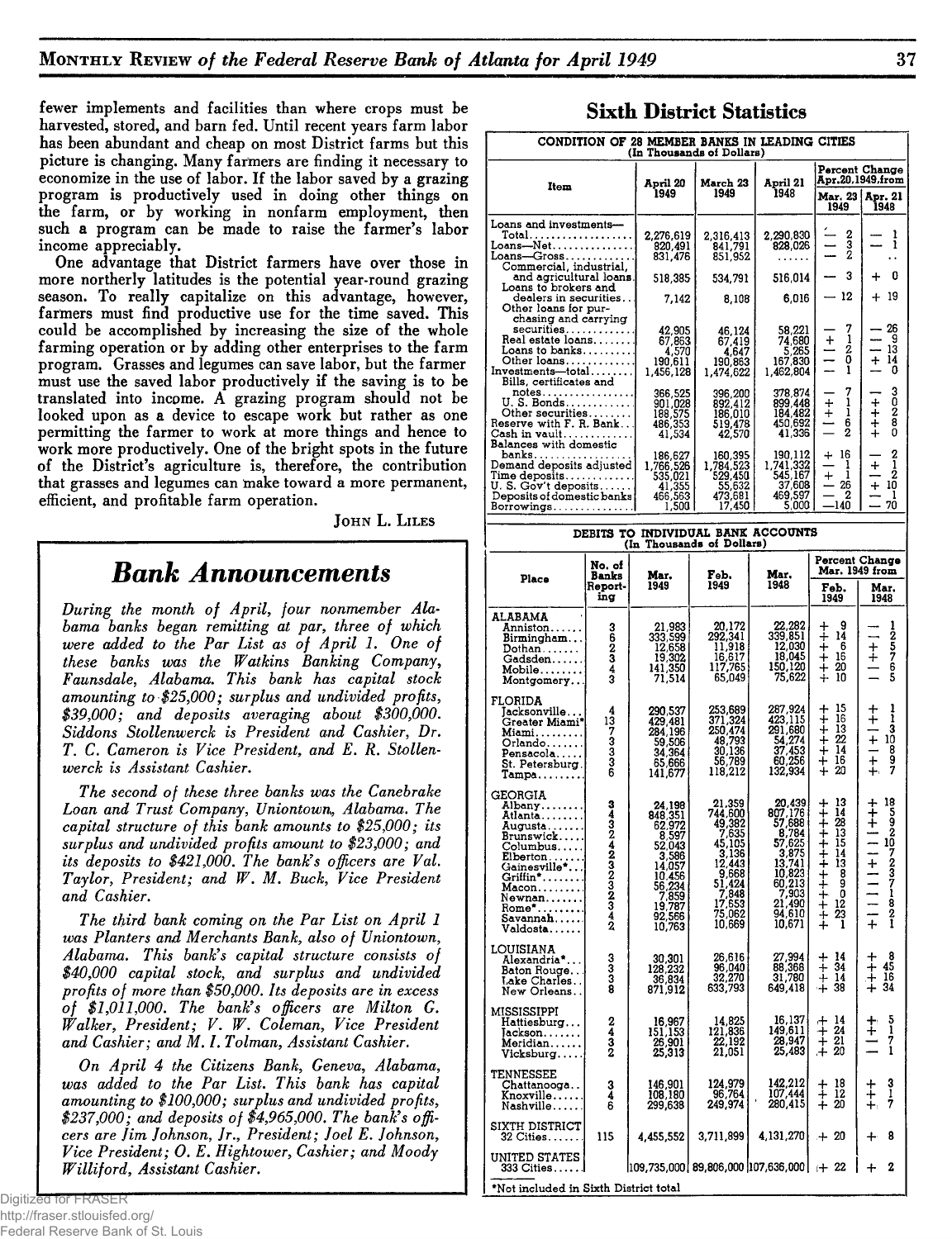fewer implements and facilities than where crops must be harvested, stored, and barn fed. Until recent years farm labor has been abundant and cheap on most District farms but this picture is changing. Many farmers are finding it necessary to economize in the use of labor. If the labor saved by a grazing program is productively used in doing other things on the farm, or by working in nonfarm employment, then such a program can be made to raise the farmer's labor income appreciably.

One advantage that District farmers have over those in more northerly latitudes is the potential year-round grazing season. To really capitalize on this advantage, however, farmers must find productive use for the time saved. This could be accomplished by increasing the size of the whole farming operation or by adding other enterprises to the farm program. Grasses and legumes can save labor, but the farmer must use the saved labor productively if the saving is to be translated into income. A grazing program should not be looked upon as a device to escape work but rather as one permitting the farmer to work at more things and hence to work more productively. One of the bright spots in the future of the District's agriculture is, therefore, the contribution that grasses and legumes can make toward a more permanent, efficient, and profitable farm operation.

JOHN L. LILES

# *Bank Announcements*

*During the month of April, four nonmember Alabama banks began remitting at par, three of which were added to the Par List as of April 1. One of these banks was the Watkins Banking Company, Faunsdale, Alabama. This bank has capital stock amounting to $25,000; surplus and undivided profits, $39,000; and deposits averaging about $300,000. Siddons Stollenwerck is President and Cashier, Dr. T. C. Cameron is Vice President, and E. R. Stollenwerck is Assistant Cashier.*

*The second of these three banks was the Canebrake Loan and Trust Company, Uniontown, Alabama. The capital structure of this bank amounts to $25,000; its surplus and undivided profits amount to $23,000; and its deposits to $421,000. The bank's officers are Val. Taylor, President; and W. M. Buck, Vice President and Cashier.*

*The third bank coming on the Par List on April 1 was Planters and Merchants Bank, also of Uniontown, Alabama. This bank's capital structure consists of $40,000 capital stock, and surplus and undivided profits of more than $50,000. Its deposits are in excess of $1,011,000. The bank's officers are Milton G. Walker, President; V. W. Coleman, Vice President and Cashier; and M. I. Tolman, Assistant Cashier.*

*On April 4 the Citizens Bank, Geneva, Alabama, was added to the Par List. This bank has capital amounting to $100,000; surplus and undivided profits, $237,000; and deposits of $4,965,000. The bank's officers are Jim Johnson, Jr., President; Joel E. Johnson, Vice President; O. E. Hightower, Cashier; and Moody Williford, Assistant Cashier.*

## Sixth District Statistics

**CONDITION OF 28 MEMBER BANKS IN LEADING CITIES**
(In Thousands of Dollars)

| Item | April 20 1949 | March 23 1949 | April 21 1948 | Percent Change Apr. 20, 1949, from | |
|---|---|---|---|---|---|
| | | | | Mar. 23 1949 | Apr. 21 1948 |
| Loans and investments—Total | 2,276,619 | 2,316,413 | 2,290,830 | — 2 | — 1 |
| Loans—Net | 820,491 | 841,791 | 828,026 | — 3 | — 1 |
| Loans—Gross | 831,476 | 851,952 | ...... | — 2 | .. |
| Commercial, industrial, and agricultural loans | 518,385 | 534,791 | 516,014 | — 3 | + 0 |
| Loans to brokers and dealers in securities | 7,142 | 8,108 | 6,016 | — 12 | + 19 |
| Other loans for purchasing and carrying securities | 42,905 | 46,124 | 58,221 | — 7 | — 26 |
| Real estate loans | 67,863 | 67,419 | 74,680 | + 1 | — 9 |
| Loans to banks | 4,570 | 4,647 | 5,265 | — 2 | — 13 |
| Other loans | 190,611 | 190,863 | 167,830 | — 0 | + 14 |
| Investments—total | 1,456,128 | 1,474,622 | 1,462,804 | — 1 | — 0 |
| Bills, certificates and notes | 366,525 | 396,200 | 378,874 | — 7 | — 3 |
| U. S. Bonds | 901,028 | 892,412 | 899,448 | + 1 | + 0 |
| Other securities | 188,575 | 186,010 | 184,482 | + 1 | + 2 |
| Reserve with F. R. Bank | 486,353 | 519,478 | 450,692 | — 6 | + 8 |
| Cash in vault | 41,534 | 42,570 | 41,336 | — 2 | + 0 |
| Balances with domestic banks | 186,627 | 160,395 | 190,112 | + 16 | — 2 |
| Demand deposits adjusted | 1,766,526 | 1,784,523 | 1,741,332 | — 1 | + 1 |
| Time deposits | 535,021 | 529,450 | 545,167 | + 1 | — 2 |
| U. S. Gov't deposits | 41,355 | 55,632 | 37,608 | — 26 | + 10 |
| Deposits of domestic banks | 466,563 | 473,681 | 469,597 | — 2 | — 1 |
| Borrowings | 1,500 | 17,450 | 5,000 | —140 | — 70 |

**DEBITS TO INDIVIDUAL BANK ACCOUNTS**
(In Thousands of Dollars)

| Place | No. of Banks Reporting | Mar. 1949 | Feb. 1949 | Mar. 1948 | Percent Change Mar. 1949 from | |
|---|---|---|---|---|---|---|
| | | | | | Feb. 1949 | Mar. 1948 |
| **ALABAMA** | | | | | | |
| Anniston | 3 | 21,983 | 20,172 | 22,282 | + 9 | — 1 |
| Birmingham | 6 | 333,599 | 292,341 | 339,851 | + 14 | — 2 |
| Dothan | 2 | 12,658 | 11,918 | 12,030 | + 6 | + 5 |
| Gadsden | 3 | 19,302 | 16,617 | 18,045 | + 16 | + 7 |
| Mobile | 4 | 141,350 | 117,765 | 150,120 | + 20 | — 6 |
| Montgomery | 3 | 71,514 | 65,049 | 75,622 | + 10 | — 5 |
| **FLORIDA** | | | | | | |
| Jacksonville | 4 | 290,537 | 253,689 | 287,924 | + 15 | + 1 |
| Greater Miami* | 13 | 429,481 | 371,324 | 423,115 | + 16 | + 1 |
| Miami | 7 | 284,196 | 250,474 | 291,680 | + 13 | — 3 |
| Orlando | 3 | 59,506 | 48,793 | 54,274 | + 22 | + 10 |
| Pensacola | 3 | 34,364 | 30,136 | 37,453 | + 14 | — 8 |
| St. Petersburg | 3 | 65,666 | 56,789 | 60,256 | + 16 | + 9 |
| Tampa | 6 | 141,677 | 118,212 | 132,934 | + 20 | + 7 |
| **GEORGIA** | | | | | | |
| Albany | 3 | 24,198 | 21,359 | 20,439 | + 13 | + 18 |
| Atlanta | 4 | 848,351 | 744,600 | 807,176 | + 14 | + 5 |
| Augusta | 3 | 62,972 | 49,382 | 57,688 | + 28 | + 9 |
| Brunswick | 2 | 8,597 | 7,635 | 8,784 | + 13 | — 2 |
| Columbus | 4 | 52,043 | 45,105 | 57,625 | + 15 | — 10 |
| Elberton | 2 | 3,586 | 3,136 | 3,875 | + 14 | — 7 |
| Gainesville* | 3 | 14,057 | 12,443 | 13,741 | + 13 | + 2 |
| Griffin* | 2 | 10,456 | 9,668 | 10,823 | + 8 | — 3 |
| Macon | 3 | 56,234 | 51,424 | 60,213 | + 9 | — 7 |
| Newnan | 2 | 7,859 | 7,848 | 7,903 | + 0 | — 1 |
| Rome* | 3 | 19,787 | 17,653 | 21,490 | + 12 | — 8 |
| Savannah | 4 | 92,566 | 75,062 | 94,610 | + 23 | — 2 |
| Valdosta | 2 | 10,763 | 10,669 | 10,671 | + 1 | + 1 |
| **LOUISIANA** | | | | | | |
| Alexandria* | 3 | 30,301 | 26,616 | 27,994 | + 14 | + 8 |
| Baton Rouge | 3 | 128,232 | 96,040 | 88,366 | + 34 | + 45 |
| Lake Charles | 3 | 36,834 | 32,270 | 31,780 | + 14 | + 16 |
| New Orleans | 8 | 871,912 | 633,793 | 649,418 | + 38 | + 34 |
| **MISSISSIPPI** | | | | | | |
| Hattiesburg | 2 | 16,967 | 14,825 | 16,137 | + 14 | + 5 |
| Jackson | 4 | 151,153 | 121,836 | 149,611 | + 24 | + 1 |
| Meridian | 3 | 26,901 | 22,192 | 28,947 | + 21 | — 7 |
| Vicksburg | 2 | 25,313 | 21,051 | 25,483 | + 20 | — 1 |
| **TENNESSEE** | | | | | | |
| Chattanooga | 3 | 146,901 | 124,979 | 142,212 | + 18 | + 3 |
| Knoxville | 4 | 108,180 | 96,764 | 107,444 | + 12 | + 1 |
| Nashville | 6 | 299,638 | 249,974 | 280,415 | + 20 | + 7 |
| **SIXTH DISTRICT** 32 Cities | 115 | 4,455,552 | 3,711,899 | 4,131,270 | + 20 | + 8 |
| **UNITED STATES** 333 Cities | | 109,735,000 | 89,806,000 | 107,636,000 | + 22 | + 2 |

*Not included in Sixth District total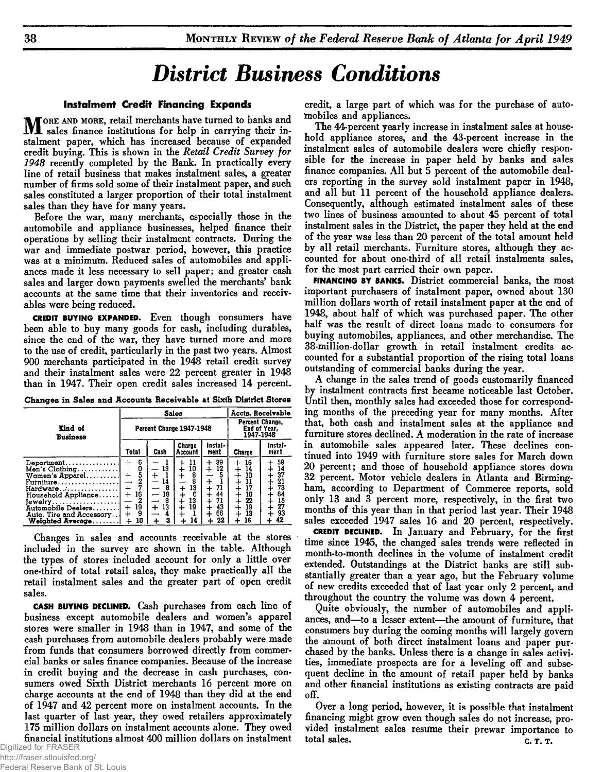# District Business Conditions

### Instalment Credit Financing Expands

More and more, retail merchants have turned to banks and sales finance institutions for help in carrying their instalment paper, which has increased because of expanded credit buying. This is shown in the *Retail Credit Survey for 1948* recently completed by the Bank. In practically every line of retail business that makes instalment sales, a greater number of firms sold some of their instalment paper, and such sales constituted a larger proportion of their total instalment sales than they have for many years.

Before the war, many merchants, especially those in the automobile and appliance businesses, helped finance their operations by selling their instalment contracts. During the war and immediate postwar period, however, this practice was at a minimum. Reduced sales of automobiles and appliances made it less necessary to sell paper; and greater cash sales and larger down payments swelled the merchants' bank accounts at the same time that their inventories and receivables were being reduced.

**CREDIT BUYING EXPANDED.** Even though consumers have been able to buy many goods for cash, including durables, since the end of the war, they have turned more and more to the use of credit, particularly in the past two years. Almost 900 merchants participated in the 1948 retail credit survey and their instalment sales were 22 percent greater in 1948 than in 1947. Their open credit sales increased 14 percent.

**Changes in Sales and Accounts Receivable at Sixth District Stores**

| Kind of Business | Sales | | | | Accts. Receivable | |
|---|---|---|---|---|---|---|
| | Percent Change 1947-1948 | | | | Percent Change, End of Year, 1947-1948 | |
| | Total | Cash | Charge Account | Instalment | Charge | Instalment |
| Department | + 6 | − 1 | + 11 | + 39 | + 16 | + 59 |
| Men's Clothing | 0 | − 13 | + 10 | + 12 | + 14 | + 14 |
| Women's Apparel | + 5 | + 1 | + 8 | − 5 | + 10 | + 37 |
| Furniture | − 2 | − 14 | − 8 | + 1 | + 11 | + 21 |
| Hardware | + 7 | − 8 | + 13 | + 71 | + 17 | + 73 |
| Household Appliance | + 16 | − 18 | + 6 | + 44 | + 10 | + 64 |
| Jewelry | − 2 | − 8 | + 13 | + 71 | + 22 | + 15 |
| Automobile Dealers | + 19 | + 13 | + 19 | + 43 | + 19 | + 27 |
| Auto. Tire and Accessory | + 9 | − 4 | + 1 | + 66 | + 13 | + 93 |
| Weighted Average | + 10 | + 3 | + 14 | + 22 | + 16 | + 42 |

Changes in sales and accounts receivable at the stores included in the survey are shown in the table. Although the types of stores included account for only a little over one-third of total retail sales, they make practically all the retail instalment sales and the greater part of open credit sales.

**CASH BUYING DECLINED.** Cash purchases from each line of business except automobile dealers and women's apparel stores were smaller in 1948 than in 1947, and some of the cash purchases from automobile dealers probably were made from funds that consumers borrowed directly from commercial banks or sales finance companies. Because of the increase in credit buying and the decrease in cash purchases, consumers owed Sixth District merchants 16 percent more on charge accounts at the end of 1948 than they did at the end of 1947 and 42 percent more on instalment accounts. In the last quarter of last year, they owed retailers approximately 175 million dollars on instalment accounts alone. They owed financial institutions almost 400 million dollars on instalment credit, a large part of which was for the purchase of automobiles and appliances.

The 44-percent yearly increase in instalment sales at household appliance stores, and the 43-percent increase in the instalment sales of automobile dealers were chiefly responsible for the increase in paper held by banks and sales finance companies. All but 5 percent of the automobile dealers reporting in the survey sold instalment paper in 1948, and all but 11 percent of the household appliance dealers. Consequently, although estimated instalment sales of these two lines of business amounted to about 45 percent of total instalment sales in the District, the paper they held at the end of the year was less than 20 percent of the total amount held by all retail merchants. Furniture stores, although they accounted for about one-third of all retail instalments sales, for the most part carried their own paper.

**FINANCING BY BANKS.** District commercial banks, the most important purchasers of instalment paper, owned about 130 million dollars worth of retail instalment paper at the end of 1948, about half of which was purchased paper. The other half was the result of direct loans made to consumers for buying automobiles, appliances, and other merchandise. The 38-million-dollar growth in retail instalment credits accounted for a substantial proportion of the rising total loans outstanding of commercial banks during the year.

A change in the sales trend of goods customarily financed by instalment contracts first became noticeable last October. Until then, monthly sales had exceeded those for corresponding months of the preceding year for many months. After that, both cash and instalment sales at the appliance and furniture stores declined. A moderation in the rate of increase in automobile sales appeared later. These declines continued into 1949 with furniture store sales for March down 20 percent; and those of household appliance stores down 32 percent. Motor vehicle dealers in Atlanta and Birmingham, according to Department of Commerce reports, sold only 13 and 3 percent more, respectively, in the first two months of this year than in that period last year. Their 1948 sales exceeded 1947 sales 16 and 20 percent, respectively.

**CREDIT DECLINED.** In January and February, for the first time since 1945, the changed sales trends were reflected in month-to-month declines in the volume of instalment credit extended. Outstandings at the District banks are still substantially greater than a year ago, but the February volume of new credits exceeded that of last year only 2 percent, and throughout the country the volume was down 4 percent.

Quite obviously, the number of automobiles and appliances, and—to a lesser extent—the amount of furniture, that consumers buy during the coming months will largely govern the amount of both direct instalment loans and paper purchased by the banks. Unless there is a change in sales activities, immediate prospects are for a leveling off and subsequent decline in the amount of retail paper held by banks and other financial institutions as existing contracts are paid off.

Over a long period, however, it is possible that instalment financing might grow even though sales do not increase, provided instalment sales resume their prewar importance to total sales.

C. T. T.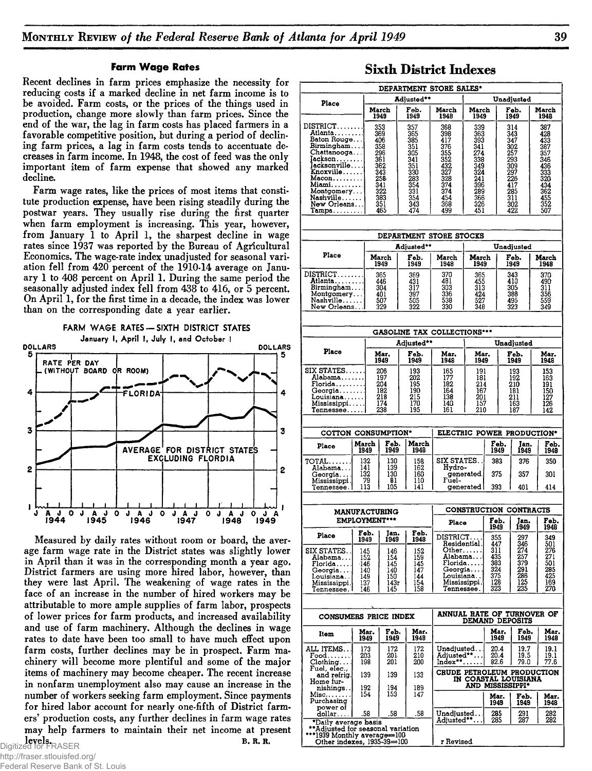### Farm Wage Rates

Recent declines in farm prices emphasize the necessity for reducing costs if a marked decline in net farm income is to be avoided. Farm costs, or the prices of the things used in production, change more slowly than farm prices. Since the end of the war, the lag in farm costs has placed farmers in a favorable competitive position, but during a period of declining farm prices, a lag in farm costs tends to accentuate decreases in farm income. In 1948, the cost of feed was the only important item of farm expense that showed any marked decline.

Farm wage rates, like the prices of most items that constitute production expense, have been rising steadily during the postwar years. They usually rise during the first quarter when farm employment is increasing. This year, however, from January 1 to April 1, the sharpest decline in wage rates since 1937 was reported by the Bureau of Agricultural Economics. The wage-rate index unadjusted for seasonal variation fell from 420 percent of the 1910-14 average on January 1 to 408 percent on April 1. During the same period the seasonally adjusted index fell from 438 to 416, or 5 percent. On April 1, for the first time in a decade, the index was lower than on the corresponding date a year earlier.

FARM WAGE RATES — SIXTH DISTRICT STATES
January 1, April 1, July 1, and October 1

Measured by daily rates without room or board, the average farm wage rate in the District states was slightly lower in April than it was in the corresponding month a year ago. District farmers are using more hired labor, however, than they were last April. The weakening of wage rates in the face of an increase in the number of hired workers may be attributable to more ample supplies of farm labor, prospects of lower prices for farm products, and increased availability and use of farm machinery. Although the declines in wage rates to date have been too small to have much effect upon farm costs, further declines may be in prospect. Farm machinery will become more plentiful and some of the major items of machinery may become cheaper. The recent increase in nonfarm unemployment also may cause an increase in the number of workers seeking farm employment. Since payments for hired labor account for nearly one-fifth of District farmers' production costs, any further declines in farm wage rates may help farmers to maintain their net income at present levels.

B. R. R.

## Sixth District Indexes

**DEPARTMENT STORE SALES***

| Place | Adjusted** | | | Unadjusted | | |
|---|---|---|---|---|---|---|
| | March 1949 | Feb. 1949 | March 1948 | March 1949 | Feb. 1949 | March 1948 |
| DISTRICT | 353 | 357 | 368 | 339 | 314 | 387 |
| Atlanta | 369 | 365 | 398 | 363 | 343 | 428 |
| Baton Rouge | 406 | 385 | 417 | 393 | 347 | 433 |
| Birmingham | 358 | 351 | 376 | 341 | 302 | 387 |
| Chattanooga | 296 | 305 | 355 | 274 | 257 | 357 |
| Jackson | 361 | 341 | 352 | 338 | 293 | 346 |
| Jacksonville | 362 | 351 | 432 | 349 | 309 | 436 |
| Knoxville | 343 | 330 | 327 | 324 | 297 | 333 |
| Macon | 258 | 283 | 328 | 241 | 226 | 320 |
| Miami | 341 | 354 | 374 | 396 | 417 | 434 |
| Montgomery | 322 | 331 | 374 | 289 | 285 | 362 |
| Nashville | 383 | 354 | 454 | 366 | 311 | 455 |
| New Orleans | 351 | 343 | 368 | 326 | 302 | 352 |
| Tampa | 465 | 474 | 499 | 451 | 422 | 507 |

**DEPARTMENT STORE STOCKS**

| Place | Adjusted** | | | Unadjusted | | |
|---|---|---|---|---|---|---|
| | March 1949 | Feb. 1949 | March 1948 | March 1949 | Feb. 1949 | March 1948 |
| DISTRICT | 365 | 369 | 370 | 365 | 343 | 370 |
| Atlanta | 446 | 431 | 481 | 455 | 410 | 490 |
| Birmingham | 304 | 317 | 303 | 313 | 305 | 311 |
| Montgomery | 401 | 397 | 336 | 424 | 388 | 356 |
| Nashville | 507 | 505 | 538 | 527 | 495 | 559 |
| New Orleans | 329 | 322 | 330 | 348 | 323 | 349 |

**GASOLINE TAX COLLECTIONS*****

| Place | Adjusted** | | | Unadjusted | | |
|---|---|---|---|---|---|---|
| | Mar. 1949 | Feb. 1949 | Mar. 1948 | Mar. 1949 | Feb. 1949 | Mar. 1948 |
| SIX STATES | 206 | 193 | 165 | 191 | 193 | 153 |
| Alabama | 197 | 202 | 177 | 181 | 192 | 163 |
| Florida | 204 | 195 | 182 | 214 | 210 | 191 |
| Georgia | 182 | 190 | 164 | 167 | 181 | 150 |
| Louisiana | 218 | 215 | 138 | 201 | 211 | 127 |
| Mississippi | 174 | 170 | 140 | 157 | 163 | 126 |
| Tennessee | 238 | 195 | 161 | 210 | 187 | 142 |

**COTTON CONSUMPTION***

| Place | March 1949 | Feb. 1949 | March 1948 |
|---|---|---|---|
| TOTAL | 132 | 130 | 158 |
| Alabama | 141 | 139 | 162 |
| Georgia | 132 | 130 | 160 |
| Mississippi | 79 | 81 | 110 |
| Tennessee | 113 | 105 | 141 |

**ELECTRIC POWER PRODUCTION***

| | Feb. 1949 | Jan. 1949 | Feb. 1948 |
|---|---|---|---|
| SIX STATES | 383 | 376 | 350 |
| Hydro-generated | 375 | 357 | 301 |
| Fuel-generated | 393 | 401 | 414 |

**MANUFACTURING EMPLOYMENT*****

| Place | Feb. 1949 | Jan. 1949 | Feb. 1948 |
|---|---|---|---|
| SIX STATES | 145 | 146 | 152 |
| Alabama | 152 | 154 | 159 |
| Florida | 146 | 145 | 145 |
| Georgia | 140 | 140 | 147 |
| Louisiana | 149 | 150 | 144 |
| Mississippi | 137 | 143r | 154 |
| Tennessee | 146 | 145 | 158 |

**CONSTRUCTION CONTRACTS**

| Place | Feb. 1949 | Jan. 1949 | Feb. 1948 |
|---|---|---|---|
| DISTRICT | 355 | 297 | 349 |
| Residential | 447 | 346 | 501 |
| Other | 311 | 274 | 276 |
| Alabama | 435 | 257 | 271 |
| Florida | 383 | 379 | 501 |
| Georgia | 324 | 291 | 285 |
| Louisiana | 375 | 286 | 425 |
| Mississippi | 128 | 125 | 169 |
| Tennessee | 323 | 235 | 270 |

**CONSUMERS PRICE INDEX**

| Item | Mar. 1949 | Feb. 1949 | Mar. 1948 |
|---|---|---|---|
| ALL ITEMS | 173 | 172 | 172 |
| Food | 203 | 201 | 210 |
| Clothing | 198 | 201 | 200 |
| Fuel, elec., and refrig. | 139 | 139 | 133 |
| Home furnishings | 192 | 194 | 189 |
| Misc. | 154 | 153 | 147 |
| Purchasing power of dollar | .58 | .58 | .58 |

**ANNUAL RATE OF TURNOVER OF DEMAND DEPOSITS**

| | Mar. 1949 | Feb. 1949 | Mar. 1948 |
|---|---|---|---|
| Unadjusted | 20.4 | 19.7 | 19.1 |
| Adjusted** | 20.4 | 19.5 | 19.1 |
| Index** | 82.6 | 79.0 | 77.6 |

**CRUDE PETROLEUM PRODUCTION IN COASTAL LOUISIANA AND MISSISSIPPI***

| | Mar. 1949 | Feb. 1949 | Mar. 1948 |
|---|---|---|---|
| Unadjusted | 285 | 291 | 282 |
| Adjusted** | 285 | 287 | 282 |

*Daily average basis
**Adjusted for seasonal variation
***1939 Monthly average=100
Other indexes, 1935-39=100

r Revised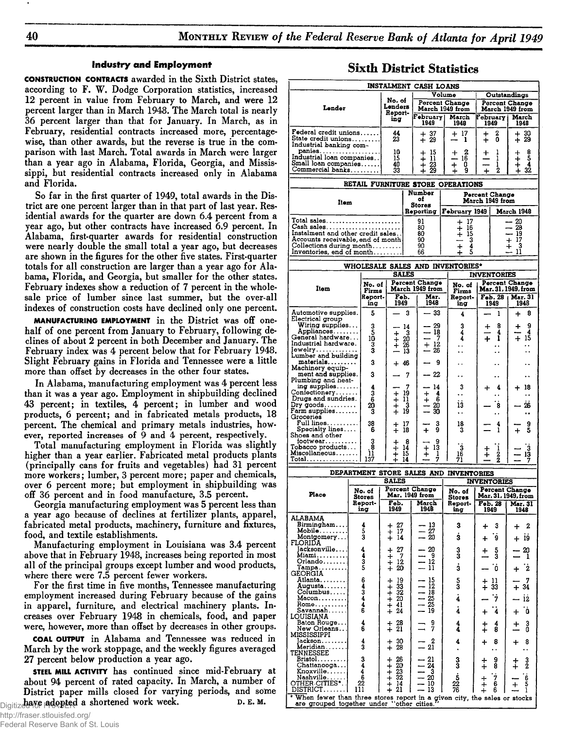### Industry and Employment

**CONSTRUCTION CONTRACTS** awarded in the Sixth District states, according to F. W. Dodge Corporation statistics, increased 12 percent in value from February to March, and were 12 percent larger than in March 1948. The March total is nearly 36 percent larger than that for January. In March, as in February, residential contracts increased more, percentage-wise, than other awards, but the reverse is true in the comparison with last March. Total awards in March were larger than a year ago in Alabama, Florida, Georgia, and Mississippi, but residential contracts increased only in Alabama and Florida.

So far in the first quarter of 1949, total awards in the District are one percent larger than in that part of last year. Residential awards for the quarter are down 6.4 percent from a year ago, but other contracts have increased 6.9 percent. In Alabama, first-quarter awards for residential construction were nearly double the small total a year ago, but decreases are shown in the figures for the other five states. First-quarter totals for all construction are larger than a year ago for Alabama, Florida, and Georgia, but smaller for the other states. February indexes show a reduction of 7 percent in the wholesale price of lumber since last summer, but the over-all indexes of construction costs have declined only one percent.

**MANUFACTURING EMPLOYMENT** in the District was off one-half of one percent from January to February, following declines of about 2 percent in both December and January. The February index was 4 percent below that for February 1948. Slight February gains in Florida and Tennessee were a little more than offset by decreases in the other four states.

In Alabama, manufacturing employment was 4 percent less than it was a year ago. Employment in shipbuilding declined 43 percent; in textiles, 4 percent; in lumber and wood products, 6 percent; and in fabricated metals products, 18 percent. The chemical and primary metals industries, however, reported increases of 9 and 4 percent, respectively.

Total manufacturing employment in Florida was slightly higher than a year earlier. Fabricated metal products plants (principally cans for fruits and vegetables) had 31 percent more workers; lumber, 3 percent more; paper and chemicals, over 6 percent more; but employment in shipbuilding was off 36 percent and in food manufacture, 3.5 percent.

Georgia manufacturing employment was 5 percent less than a year ago because of declines at fertilizer plants, apparel, fabricated metal products, machinery, furniture and fixtures, food, and textile establishments.

Manufacturing employment in Louisiana was 3.4 percent above that in February 1948, increases being reported in most all of the principal groups except lumber and wood products, where there were 7.5 percent fewer workers.

For the first time in five months, Tennessee manufacturing employment increased during February because of the gains in apparel, furniture, and electrical machinery plants. Increases over February 1948 in chemicals, food, and paper were, however, more than offset by decreases in other groups.

**COAL OUTPUT** in Alabama and Tennessee was reduced in March by the work stoppage, and the weekly figures averaged 27 percent below production a year ago.

**STEEL MILL ACTIVITY** has continued since mid-February at about 94 percent of rated capacity. In March, a number of District paper mills closed for varying periods, and some have adopted a shortened work week.

D. E. M.

## Sixth District Statistics

**INSTALMENT CASH LOANS**

| Lender | No. of Lenders Reporting | Volume: Percent Change March 1949 from February 1949 | Volume: Percent Change March 1949 from March 1948 | Outstandings: Percent Change March 1949 from February 1949 | Outstandings: Percent Change March 1949 from March 1948 |
|---|---|---|---|---|---|
| Federal credit unions | 44 | + 37 | + 17 | + 2 | + 30 |
| State credit unions | 23 | + 29 | — 1 | + 0 | + 29 |
| Industrial banking companies | 10 | + 15 | + 2 | + 1 | + 8 |
| Industrial loan companies | 15 | + 11 | — 16 | — 1 | + 5 |
| Small loan companies | 40 | + 23 | + 0 | — 1 | + 4 |
| Commercial banks | 33 | + 29 | + 9 | + 2 | + 32 |

**RETAIL FURNITURE STORE OPERATIONS**

| Item | Number of Stores Reporting | Percent Change March 1949 from February 1949 | Percent Change March 1949 from March 1948 |
|---|---|---|---|
| Total sales | 91 | + 17 | — 20 |
| Cash sales | 80 | + 16 | — 28 |
| Instalment and other credit sales | 80 | + 15 | — 19 |
| Accounts receivable, end of month | 90 | — 3 | + 17 |
| Collections during month | 90 | + 4 | + 3 |
| Inventories, end of month | 66 | + 5 | — 11 |

**WHOLESALE SALES AND INVENTORIES***

| Item | Sales: No. of Firms Reporting | Sales: Percent Change March 1949 from Feb. 1949 | Sales: Percent Change March 1949 from Mar. 1948 | Inventories: No. of Firms Reporting | Inventories: Percent Change Mar. 31, 1949, from Feb. 28 1949 | Inventories: Percent Change Mar. 31, 1949, from Mar. 31 1948 |
|---|---|---|---|---|---|---|
| Automotive supplies | 5 | — 3 | — 33 | 4 | — 1 | + 8 |
| Electrical group | | | | | | |
| Wiring supplies | 3 | — 14 | — 29 | 3 | + 8 | + 9 |
| Appliances | 5 | + 3 | — 18 | 4 | — 4 | — 4 |
| General hardware | 10 | + 20 | — 7 | 4 | + 1 | + 15 |
| Industrial hardware | 3 | + 26 | + 12 | .. | .. | .. |
| Jewelry | 3 | — 13 | — 26 | .. | .. | .. |
| Lumber and building materials | 3 | + 46 | — 9 | .. | .. | .. |
| Machinery equipment and supplies | 3 | — 7 | — 22 | .. | .. | .. |
| Plumbing and heating supplies | 4 | — 7 | — 14 | 3 | + 4 | + 18 |
| Confectionery | 3 | + 19 | + 4 | .. | .. | .. |
| Drugs and sundries | 6 | + 11 | + 6 | .. | .. | .. |
| Dry goods | 20 | + 3 | — 20 | 13 | — 8 | — 26 |
| Farm supplies | 3 | + 19 | — 30 | .. | .. | .. |
| Groceries | | | | | | |
| Full lines | 38 | + 17 | — 3 | 18 | — 4 | — 9 |
| Specialty lines | 6 | + 18 | + 9 | 3 | — 1 | + 5 |
| Shoes and other footwear | 3 | + 8 | — 9 | .. | .. | .. |
| Tobacco products | 8 | + 14 | + 13 | 3 | + 1 | — 3 |
| Miscellaneous | 11 | + 15 | + 1 | 16 | + 2 | — 13 |
| Total | 137 | + 14 | — 7 | 71 | — 2 | — 7 |

**DEPARTMENT STORE SALES AND INVENTORIES**

| Place | Sales: No. of Stores Reporting | Sales: Percent Change Mar. 1949 from Feb. 1949 | Sales: Percent Change Mar. 1949 from March 1948 | Inventories: No. of Stores Reporting | Inventories: Percent Change Mar. 31, 1949, from Feb. 28 1949 | Inventories: Percent Change Mar. 31, 1949, from Mar. 31 1948 |
|---|---|---|---|---|---|---|
| ALABAMA | | | | | | |
| Birmingham | 4 | + 27 | — 13 | 3 | + 3 | + 2 |
| Mobile | 5 | + 17 | — 27 | . | .. | .. |
| Montgomery | 3 | + 14 | — 20 | 3 | + 9 | + 19 |
| FLORIDA | | | | | | |
| Jacksonville | 4 | + 27 | — 20 | 3 | + 5 | — 20 |
| Miami | 4 | + 7 | — 9 | 3 | — 3 | — 1 |
| Orlando | 3 | + 12 | — 12 | . | .. | .. |
| Tampa | 5 | + 20 | — 11 | 3 | — 0 | + 2 |
| GEORGIA | | | | | | |
| Atlanta | 6 | + 19 | — 15 | 5 | + 11 | — 7 |
| Augusta | 4 | + 33 | — 12 | 3 | + 33 | + 34 |
| Columbus | 3 | + 32 | — 18 | . | .. | .. |
| Macon | 4 | + 20 | — 25 | 4 | — 7 | — 12 |
| Rome | 4 | + 41 | — 25 | . | .. | .. |
| Savannah | 6 | + 24 | — 19 | 4 | + 4 | + 0 |
| LOUISIANA | | | | | | |
| Baton Rouge | 4 | + 28 | — 9 | 4 | + 4 | + 3 |
| New Orleans | 6 | + 21 | — 7 | 4 | + 8 | — 0 |
| MISSISSIPPI | | | | | | |
| Jackson | 4 | + 30 | — 2 | 4 | + 8 | + 8 |
| Meridian | 3 | + 28 | — 21 | . | .. | .. |
| TENNESSEE | | | | | | |
| Bristol | 3 | + 26 | — 21 | 3 | + 9 | + 3 |
| Chattanooga | 4 | + 20 | — 24 | 3 | + 8 | + 2 |
| Knoxville | 4 | + 23 | — 3 | . | .. | .. |
| Nashville | 6 | + 32 | — 20 | 5 | + 7 | — 6 |
| OTHER CITIES* | 22 | + 14 | — 10 | 22 | + 6 | + 5 |
| DISTRICT | 111 | + 21 | — 13 | 76 | + 6 | — 1 |

\* When fewer than three stores report in a given city, the sales or stocks are grouped together under "other cities."